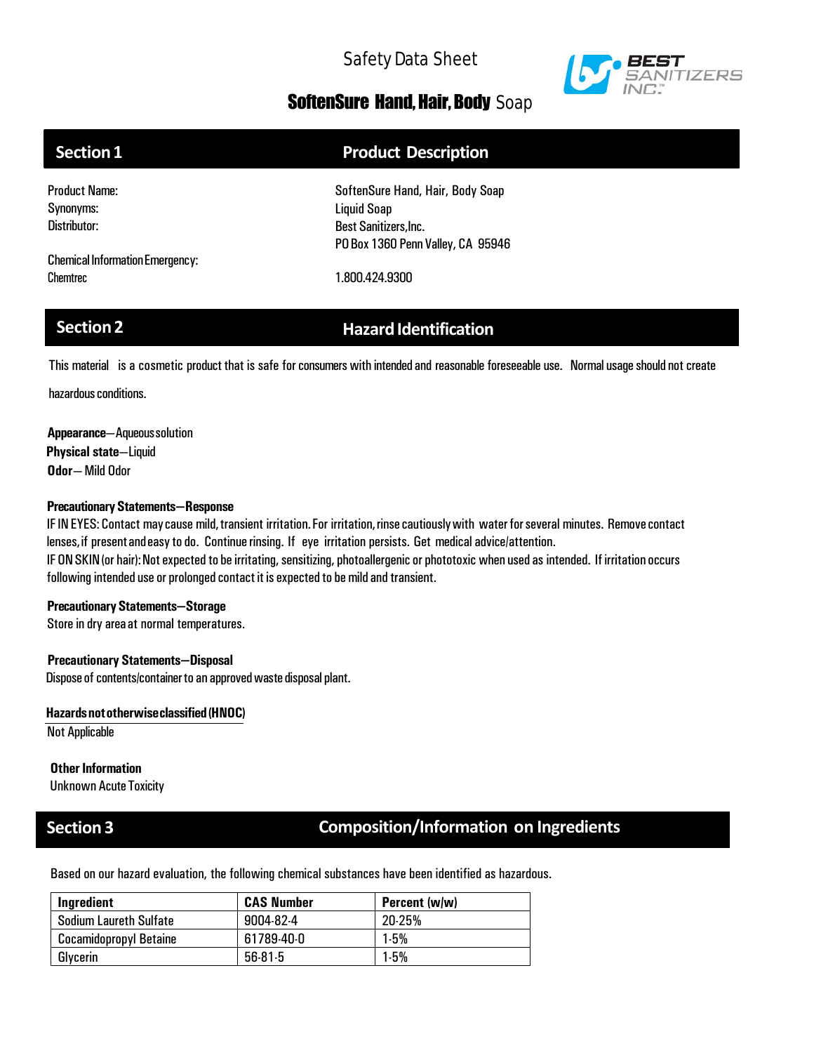# Safety Data Sheet

## SoftenSure Hand, Hair, Body Soap

BEST SANITIZERS INC.™

## Section 1 — Product Description

Product Name: SoftenSure Hand, Hair, Body Soap
Synonyms: Liquid Soap
Distributor: Best Sanitizers,Inc.
PO Box 1360 Penn Valley, CA 95946

Chemical Information Emergency:
Chemtrec 1.800.424.9300

## Section 2 — Hazard Identification

This material is a cosmetic product that is safe for consumers with intended and reasonable foreseeable use. Normal usage should not create hazardous conditions.

**Appearance**—Aqueous solution
**Physical state**—Liquid
**Odor**— Mild Odor

**Precautionary Statements—Response**
IF IN EYES: Contact may cause mild, transient irritation. For irritation, rinse cautiously with water for several minutes. Remove contact lenses, if present and easy to do. Continue rinsing. If eye irritation persists. Get medical advice/attention.
IF ON SKIN (or hair): Not expected to be irritating, sensitizing, photoallergenic or phototoxic when used as intended. If irritation occurs following intended use or prolonged contact it is expected to be mild and transient.

**Precautionary Statements—Storage**
Store in dry area at normal temperatures.

**Precautionary Statements—Disposal**
Dispose of contents/container to an approved waste disposal plant.

**Hazards not otherwise classified (HNOC)**
Not Applicable

**Other Information**
Unknown Acute Toxicity

## Section 3 — Composition/Information on Ingredients

Based on our hazard evaluation, the following chemical substances have been identified as hazardous.

| Ingredient | CAS Number | Percent (w/w) |
|---|---|---|
| Sodium Laureth Sulfate | 9004-82-4 | 20-25% |
| Cocamidopropyl Betaine | 61789-40-0 | 1-5% |
| Glycerin | 56-81-5 | 1-5% |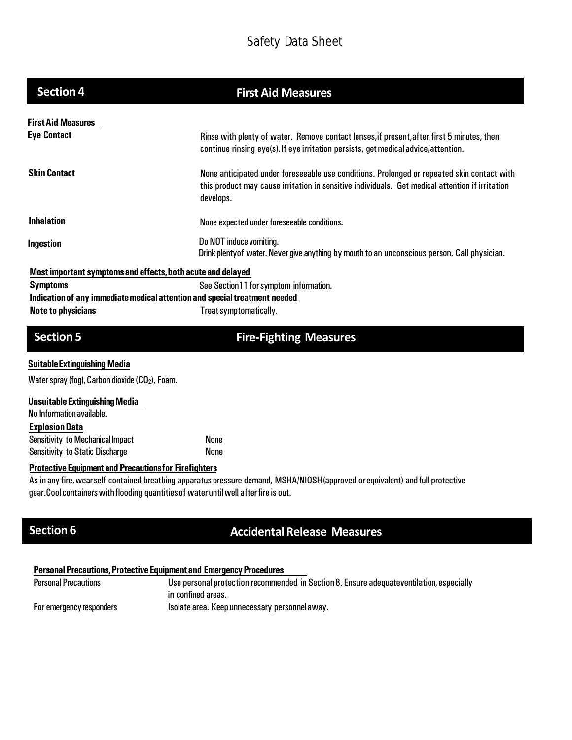# Safety Data Sheet

## Section 4 — First Aid Measures

**First Aid Measures**

| | |
|---|---|
| **Eye Contact** | Rinse with plenty of water. Remove contact lenses,if present,after first 5 minutes, then continue rinsing eye(s).If eye irritation persists, get medical advice/attention. |
| **Skin Contact** | None anticipated under foreseeable use conditions. Prolonged or repeated skin contact with this product may cause irritation in sensitive individuals. Get medical attention if irritation develops. |
| **Inhalation** | None expected under foreseeable conditions. |
| **Ingestion** | Do NOT induce vomiting. Drink plentyof water. Never give anything by mouth to an unconscious person. Call physician. |

**Most important symptoms and effects, both acute and delayed**

**Symptoms** See Section11 for symptom information.

**Indication of any immediate medical attention and special treatment needed**

**Note to physicians** Treat symptomatically.

## Section 5 — Fire-Fighting Measures

**Suitable Extinguishing Media**

Water spray (fog), Carbon dioxide ($CO_2$), Foam.

**Unsuitable Extinguishing Media**

No Information available.

**Explosion Data**

| | |
|---|---|
| Sensitivity to Mechanical Impact | None |
| Sensitivity to Static Discharge | None |

**Protective Equipment and Precautions for Firefighters**

As in any fire, wear self-contained breathing apparatus pressure-demand, MSHA/NIOSH (approved or equivalent) and full protective gear.Cool containers with flooding quantities of water until well after fire is out.

## Section 6 — Accidental Release Measures

**Personal Precautions, Protective Equipment and Emergency Procedures**

| | |
|---|---|
| Personal Precautions | Use personal protection recommended in Section 8. Ensure adequateventilation, especially in confined areas. |
| For emergency responders | Isolate area. Keep unnecessary personnel away. |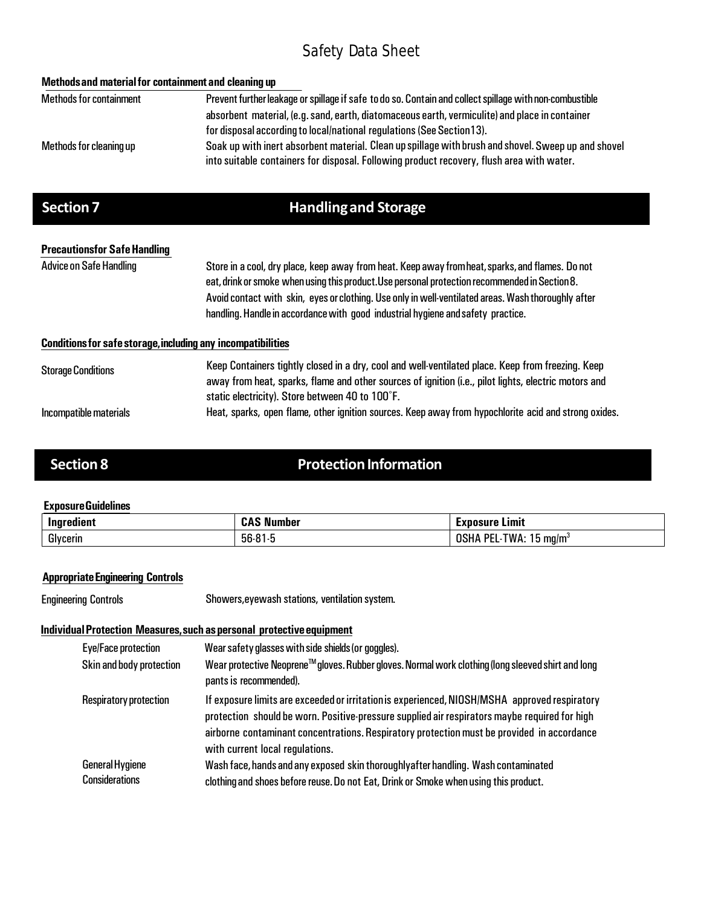**Methods and material for containment and cleaning up**

| | |
|---|---|
| Methods for containment | Prevent further leakage or spillage if safe to do so. Contain and collect spillage with non-combustible absorbent material, (e.g. sand, earth, diatomaceous earth, vermiculite) and place in container for disposal according to local/national regulations (See Section 13). |
| Methods for cleaning up | Soak up with inert absorbent material. Clean up spillage with brush and shovel. Sweep up and shovel into suitable containers for disposal. Following product recovery, flush area with water. |

## Section 7 Handling and Storage

**Precautions for Safe Handling**

| | |
|---|---|
| Advice on Safe Handling | Store in a cool, dry place, keep away from heat. Keep away from heat, sparks, and flames. Do not eat, drink or smoke when using this product. Use personal protection recommended in Section 8. Avoid contact with skin, eyes or clothing. Use only in well-ventilated areas. Wash thoroughly after handling. Handle in accordance with good industrial hygiene and safety practice. |

**Conditions for safe storage, including any incompatibilities**

| | |
|---|---|
| Storage Conditions | Keep Containers tightly closed in a dry, cool and well-ventilated place. Keep from freezing. Keep away from heat, sparks, flame and other sources of ignition (i.e., pilot lights, electric motors and static electricity). Store between 40 to 100˚F. |
| Incompatible materials | Heat, sparks, open flame, other ignition sources. Keep away from hypochlorite acid and strong oxides. |

## Section 8 Protection Information

**Exposure Guidelines**

| Ingredient | CAS Number | Exposure Limit |
|---|---|---|
| Glycerin | 56-81-5 | OSHA PEL-TWA: 15 mg/m$^3$ |

**Appropriate Engineering Controls**

| | |
|---|---|
| Engineering Controls | Showers, eyewash stations, ventilation system. |

**Individual Protection Measures, such as personal protective equipment**

| | |
|---|---|
| Eye/Face protection | Wear safety glasses with side shields (or goggles). |
| Skin and body protection | Wear protective Neoprene™ gloves. Rubber gloves. Normal work clothing (long sleeved shirt and long pants is recommended). |
| Respiratory protection | If exposure limits are exceeded or irritation is experienced, NIOSH/MSHA approved respiratory protection should be worn. Positive-pressure supplied air respirators maybe required for high airborne contaminant concentrations. Respiratory protection must be provided in accordance with current local regulations. |
| General Hygiene Considerations | Wash face, hands and any exposed skin thoroughly after handling. Wash contaminated clothing and shoes before reuse. Do not Eat, Drink or Smoke when using this product. |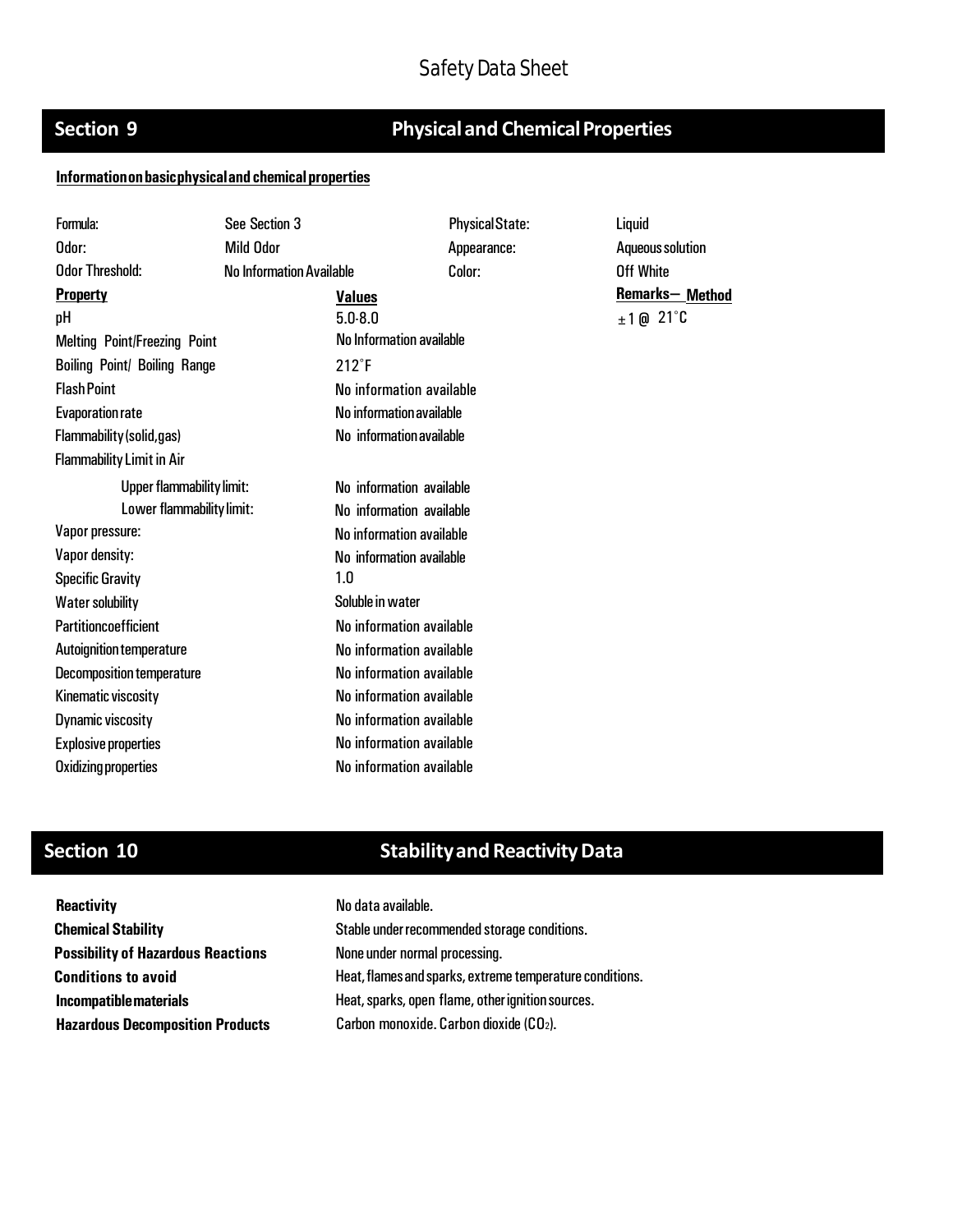## Section 9 Physical and Chemical Properties

**Information on basic physical and chemical properties**

| Formula: | See Section 3 | Physical State: | Liquid |
|---|---|---|---|
| Odor: | Mild Odor | Appearance: | Aqueous solution |
| Odor Threshold: | No Information Available | Color: | Off White |

| **Property** | **Values** | **Remarks– Method** |
|---|---|---|
| pH | 5.0-8.0 | ±1 @ 21˚C |
| Melting Point/Freezing Point | No Information available | |
| Boiling Point/ Boiling Range | 212˚F | |
| Flash Point | No information available | |
| Evaporation rate | No information available | |
| Flammability (solid, gas) | No information available | |
| Flammability Limit in Air | | |
| Upper flammability limit: | No information available | |
| Lower flammability limit: | No information available | |
| Vapor pressure: | No information available | |
| Vapor density: | No information available | |
| Specific Gravity | 1.0 | |
| Water solubility | Soluble in water | |
| Partition coefficient | No information available | |
| Autoignition temperature | No information available | |
| Decomposition temperature | No information available | |
| Kinematic viscosity | No information available | |
| Dynamic viscosity | No information available | |
| Explosive properties | No information available | |
| Oxidizing properties | No information available | |

## Section 10 Stability and Reactivity Data

| | |
|---|---|
| **Reactivity** | No data available. |
| **Chemical Stability** | Stable under recommended storage conditions. |
| **Possibility of Hazardous Reactions** | None under normal processing. |
| **Conditions to avoid** | Heat, flames and sparks, extreme temperature conditions. |
| **Incompatible materials** | Heat, sparks, open flame, other ignition sources. |
| **Hazardous Decomposition Products** | Carbon monoxide. Carbon dioxide ($CO_2$). |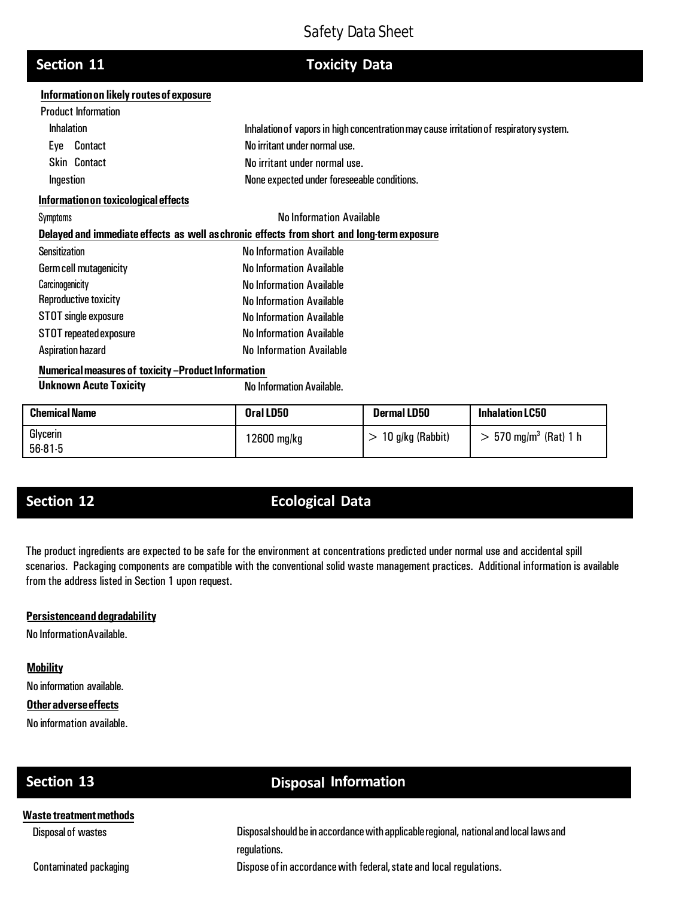# Safety Data Sheet

## Section 11 Toxicity Data

**Information on likely routes of exposure**

Product Information

| | |
|---|---|
| Inhalation | Inhalation of vapors in high concentration may cause irritation of respiratory system. |
| Eye Contact | No irritant under normal use. |
| Skin Contact | No irritant under normal use. |
| Ingestion | None expected under foreseeable conditions. |

**Information on toxicological effects**

Symptoms No Information Available

**Delayed and immediate effects as well as chronic effects from short and long-term exposure**

| | |
|---|---|
| Sensitization | No Information Available |
| Germ cell mutagenicity | No Information Available |
| Carcinogenicity | No Information Available |
| Reproductive toxicity | No Information Available |
| STOT single exposure | No Information Available |
| STOT repeated exposure | No Information Available |
| Aspiration hazard | No Information Available |

**Numerical measures of toxicity – Product Information**

**Unknown Acute Toxicity** No Information Available.

| Chemical Name | Oral LD50 | Dermal LD50 | Inhalation LC50 |
|---|---|---|---|
| Glycerin 56-81-5 | 12600 mg/kg | > 10 g/kg (Rabbit) | > 570 mg/$m^3$ (Rat) 1 h |

## Section 12 Ecological Data

The product ingredients are expected to be safe for the environment at concentrations predicted under normal use and accidental spill scenarios. Packaging components are compatible with the conventional solid waste management practices. Additional information is available from the address listed in Section 1 upon request.

**Persistence and degradability**

No Information Available.

**Mobility**

No information available.

**Other adverse effects**

No information available.

## Section 13 Disposal Information

**Waste treatment methods**

| | |
|---|---|
| Disposal of wastes | Disposal should be in accordance with applicable regional, national and local laws and regulations. |
| Contaminated packaging | Dispose of in accordance with federal, state and local regulations. |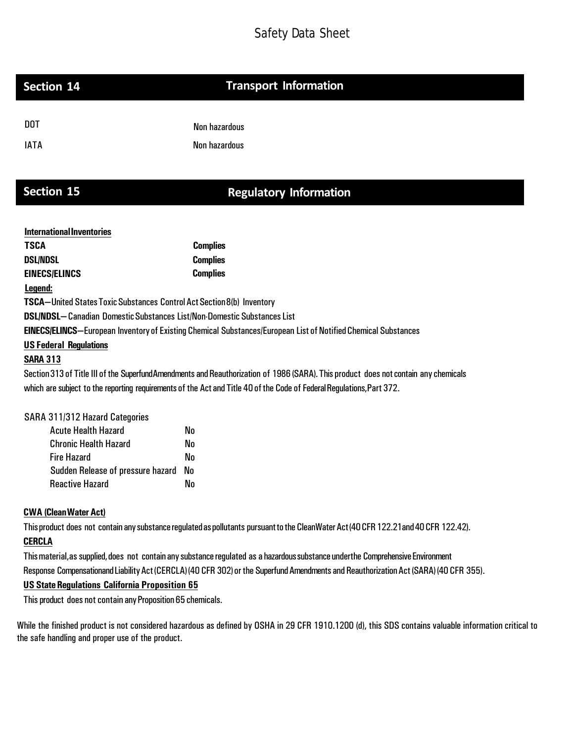# Safety Data Sheet

## Section 14 Transport Information

| | |
|---|---|
| DOT | Non hazardous |
| IATA | Non hazardous |

## Section 15 Regulatory Information

**International Inventories**

| | |
|---|---|
| **TSCA** | **Complies** |
| **DSL/NDSL** | **Complies** |
| **EINECS/ELINCS** | **Complies** |

**Legend:**

**TSCA**—United States Toxic Substances Control Act Section 8(b) Inventory

**DSL/NDSL**— Canadian Domestic Substances List/Non-Domestic Substances List

**EINECS/ELINCS**—European Inventory of Existing Chemical Substances/European List of Notified Chemical Substances

**US Federal Regulations**

**SARA 313**

Section 313 of Title III of the Superfund Amendments and Reauthorization of 1986 (SARA). This product does not contain any chemicals which are subject to the reporting requirements of the Act and Title 40 of the Code of Federal Regulations, Part 372.

SARA 311/312 Hazard Categories

| | |
|---|---|
| Acute Health Hazard | No |
| Chronic Health Hazard | No |
| Fire Hazard | No |
| Sudden Release of pressure hazard | No |
| Reactive Hazard | No |

**CWA (Clean Water Act)**

This product does not contain any substance regulated as pollutants pursuant to the Clean Water Act (40 CFR 122.21 and 40 CFR 122.42).

**CERCLA**

This material, as supplied, does not contain any substance regulated as a hazardous substance under the Comprehensive Environment Response Compensation and Liability Act (CERCLA) (40 CFR 302) or the Superfund Amendments and Reauthorization Act (SARA) (40 CFR 355).

**US State Regulations California Proposition 65**

This product does not contain any Proposition 65 chemicals.

While the finished product is not considered hazardous as defined by OSHA in 29 CFR 1910.1200 (d), this SDS contains valuable information critical to the safe handling and proper use of the product.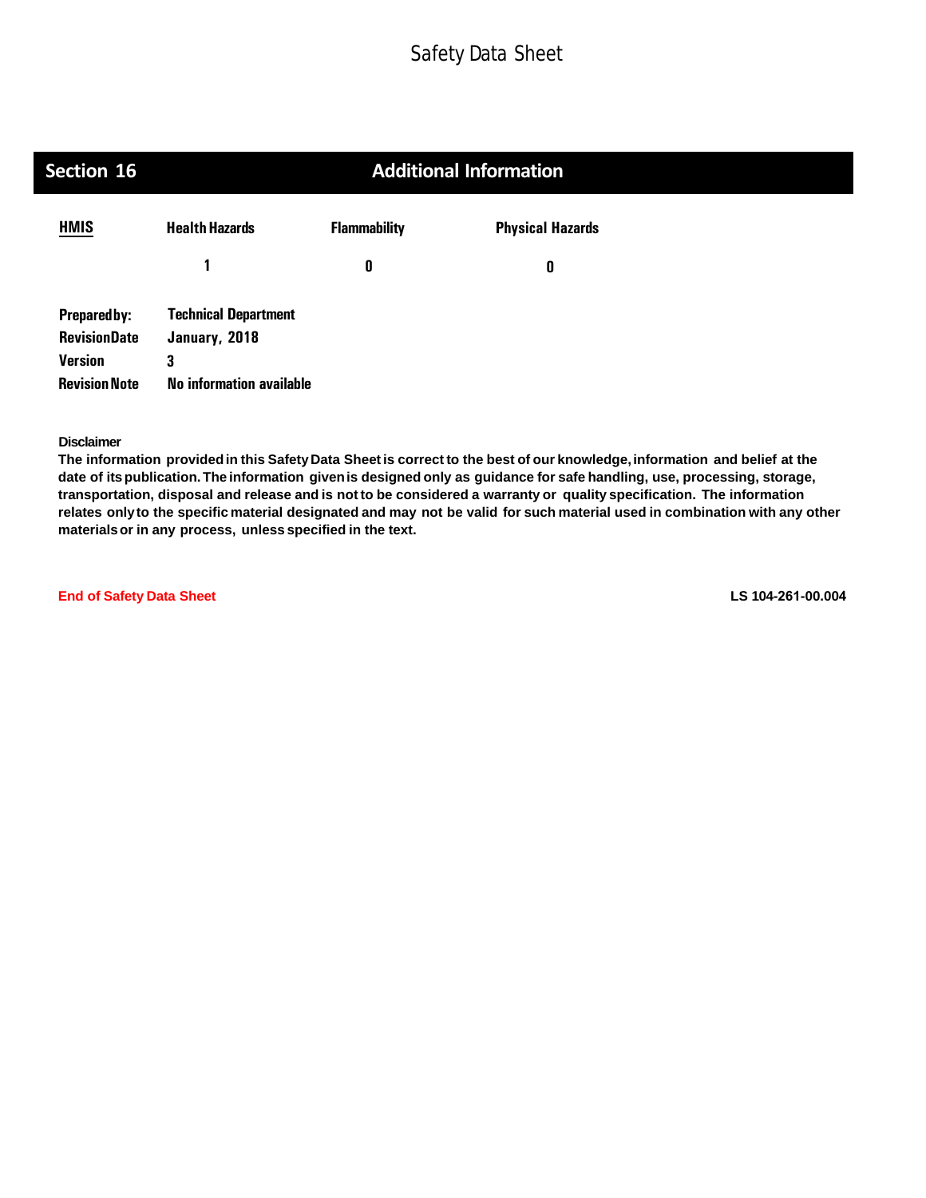## Section 16 Additional Information

| HMIS | Health Hazards | Flammability | Physical Hazards |
| --- | --- | --- | --- |
| | 1 | 0 | 0 |

| | |
| --- | --- |
| **Prepared by:** | **Technical Department** |
| **Revision Date** | **January, 2018** |
| **Version** | **3** |
| **Revision Note** | **No information available** |

**Disclaimer**

**The information provided in this Safety Data Sheet is correct to the best of our knowledge, information and belief at the date of its publication. The information given is designed only as guidance for safe handling, use, processing, storage, transportation, disposal and release and is not to be considered a warranty or quality specification. The information relates only to the specific material designated and may not be valid for such material used in combination with any other materials or in any process, unless specified in the text.**

**End of Safety Data Sheet**

**LS 104-261-00.004**